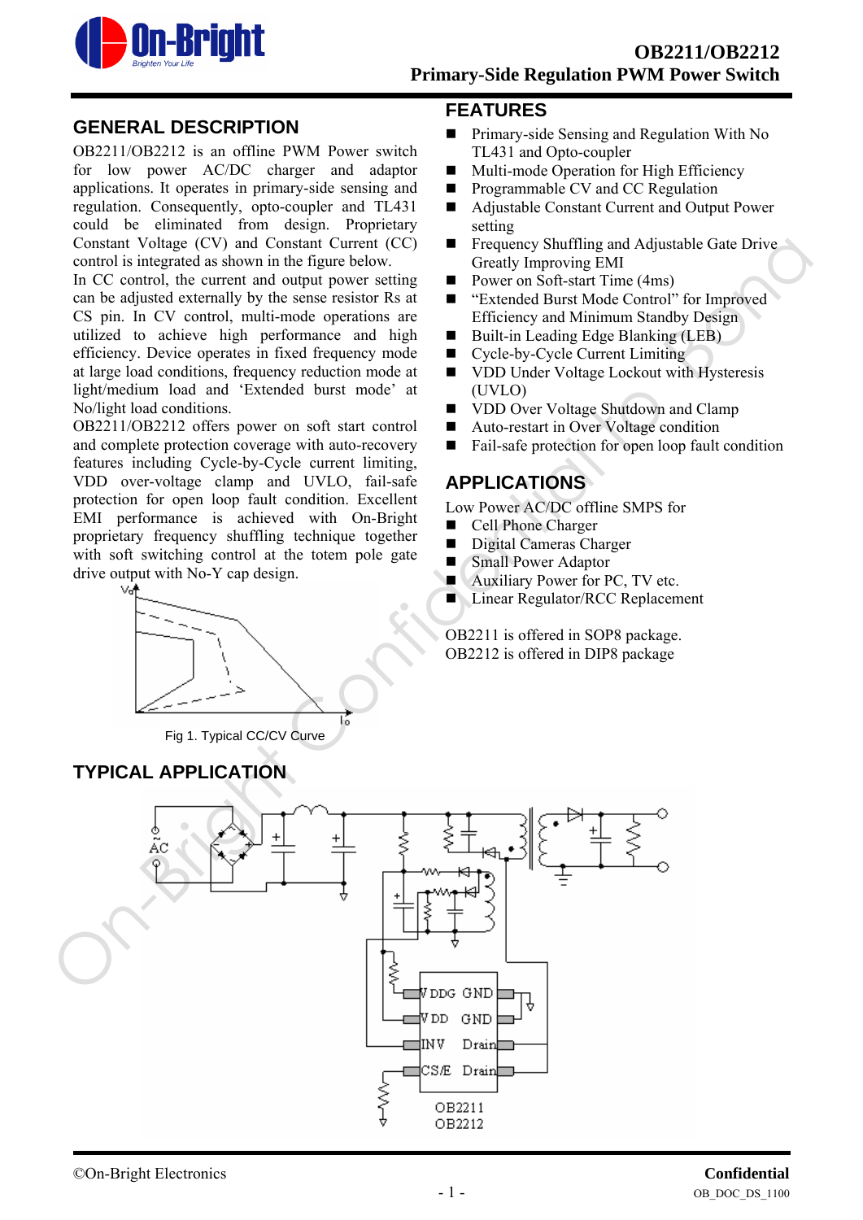# OB2211/OB2212
## Primary-Side Regulation PWM Power Switch

## GENERAL DESCRIPTION

OB2211/OB2212 is an offline PWM Power switch for low power AC/DC charger and adaptor applications. It operates in primary-side sensing and regulation. Consequently, opto-coupler and TL431 could be eliminated from design. Proprietary Constant Voltage (CV) and Constant Current (CC) control is integrated as shown in the figure below.

In CC control, the current and output power setting can be adjusted externally by the sense resistor Rs at CS pin. In CV control, multi-mode operations are utilized to achieve high performance and high efficiency. Device operates in fixed frequency mode at large load conditions, frequency reduction mode at light/medium load and 'Extended burst mode' at No/light load conditions.

OB2211/OB2212 offers power on soft start control and complete protection coverage with auto-recovery features including Cycle-by-Cycle current limiting, VDD over-voltage clamp and UVLO, fail-safe protection for open loop fault condition. Excellent EMI performance is achieved with On-Bright proprietary frequency shuffling technique together with soft switching control at the totem pole gate drive output with No-Y cap design.

Fig 1. Typical CC/CV Curve

## FEATURES

- Primary-side Sensing and Regulation With No TL431 and Opto-coupler
- Multi-mode Operation for High Efficiency
- Programmable CV and CC Regulation
- Adjustable Constant Current and Output Power setting
- Frequency Shuffling and Adjustable Gate Drive Greatly Improving EMI
- Power on Soft-start Time (4ms)
- "Extended Burst Mode Control" for Improved Efficiency and Minimum Standby Design
- Built-in Leading Edge Blanking (LEB)
- Cycle-by-Cycle Current Limiting
- VDD Under Voltage Lockout with Hysteresis (UVLO)
- VDD Over Voltage Shutdown and Clamp
- Auto-restart in Over Voltage condition
- Fail-safe protection for open loop fault condition

## APPLICATIONS

Low Power AC/DC offline SMPS for

- Cell Phone Charger
- Digital Cameras Charger
- Small Power Adaptor
- Auxiliary Power for PC, TV etc.
- Linear Regulator/RCC Replacement

OB2211 is offered in SOP8 package.
OB2212 is offered in DIP8 package

## TYPICAL APPLICATION

©On-Bright Electronics **Confidential**

OB_DOC_DS_1100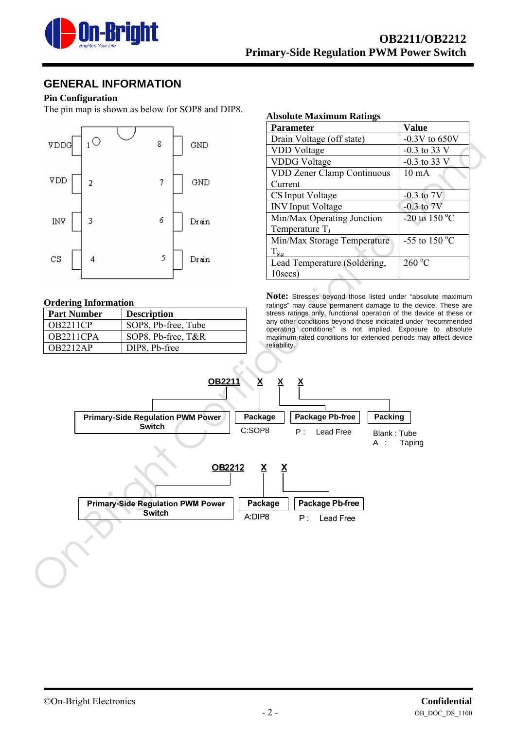## GENERAL INFORMATION

### Pin Configuration

The pin map is shown as below for SOP8 and DIP8.

| Pin | Name | Pin | Name |
|---|---|---|---|
| 1 | VDDG | 8 | GND |
| 2 | VDD | 7 | GND |
| 3 | INV | 6 | Drain |
| 4 | CS | 5 | Drain |

### Ordering Information

| Part Number | Description |
|---|---|
| OB2211CP | SOP8, Pb-free, Tube |
| OB2211CPA | SOP8, Pb-free, T&R |
| OB2212AP | DIP8, Pb-free |

### Absolute Maximum Ratings

| Parameter | Value |
|---|---|
| Drain Voltage (off state) | -0.3V to 650V |
| VDD Voltage | -0.3 to 33 V |
| VDDG Voltage | -0.3 to 33 V |
| VDD Zener Clamp Continuous Current | 10 mA |
| CS Input Voltage | -0.3 to 7V |
| INV Input Voltage | -0.3 to 7V |
| Min/Max Operating Junction Temperature $T_J$ | -20 to 150 °C |
| Min/Max Storage Temperature $T_{stg}$ | -55 to 150 °C |
| Lead Temperature (Soldering, 10secs) | 260 °C |

**Note:** Stresses beyond those listed under "absolute maximum ratings" may cause permanent damage to the device. These are stress ratings only, functional operation of the device at these or any other conditions beyond those indicated under "recommended operating conditions" is not implied. Exposure to absolute maximum-rated conditions for extended periods may affect device reliability.

**OB2211 X X X**

- OB2211: Primary-Side Regulation PWM Power Switch
- Package: C:SOP8
- Package Pb-free: P : Lead Free
- Packing: Blank : Tube; A : Taping

**OB2212 X X**

- OB2212: Primary-Side Regulation PWM Power Switch
- Package: A:DIP8
- Package Pb-free: P : Lead Free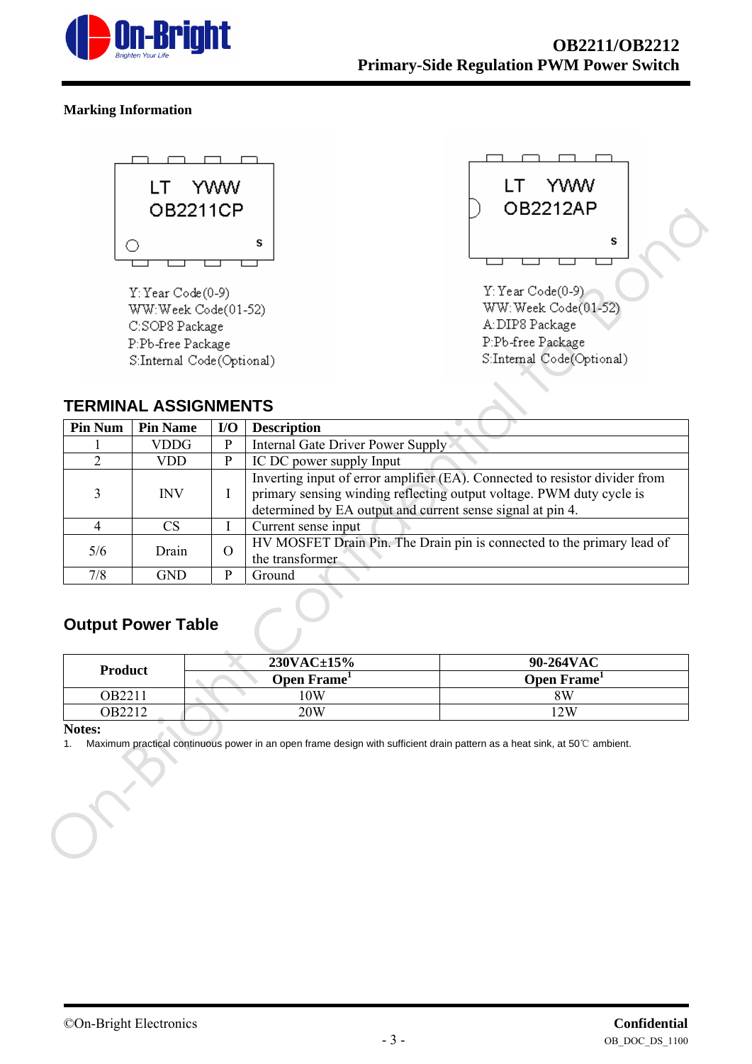**Marking Information**

LT YWW
OB2211CP
s

Y: Year Code(0-9)
WW: Week Code(01-52)
C: SOP8 Package
P: Pb-free Package
S: Internal Code(Optional)

LT YWW
OB2212AP
s

Y: Year Code(0-9)
WW: Week Code(01-52)
A: DIP8 Package
P: Pb-free Package
S: Internal Code(Optional)

## TERMINAL ASSIGNMENTS

| Pin Num | Pin Name | I/O | Description |
|---|---|---|---|
| 1 | VDDG | P | Internal Gate Driver Power Supply |
| 2 | VDD | P | IC DC power supply Input |
| 3 | INV | I | Inverting input of error amplifier (EA). Connected to resistor divider from primary sensing winding reflecting output voltage. PWM duty cycle is determined by EA output and current sense signal at pin 4. |
| 4 | CS | I | Current sense input |
| 5/6 | Drain | O | HV MOSFET Drain Pin. The Drain pin is connected to the primary lead of the transformer |
| 7/8 | GND | P | Ground |

## Output Power Table

| Product | 230VAC±15% | 90-264VAC |
|---|---|---|
| | Open Frame[1] | Open Frame[1] |
| OB2211 | 10W | 8W |
| OB2212 | 20W | 12W |

**Notes:**

1. Maximum practical continuous power in an open frame design with sufficient drain pattern as a heat sink, at 50℃ ambient.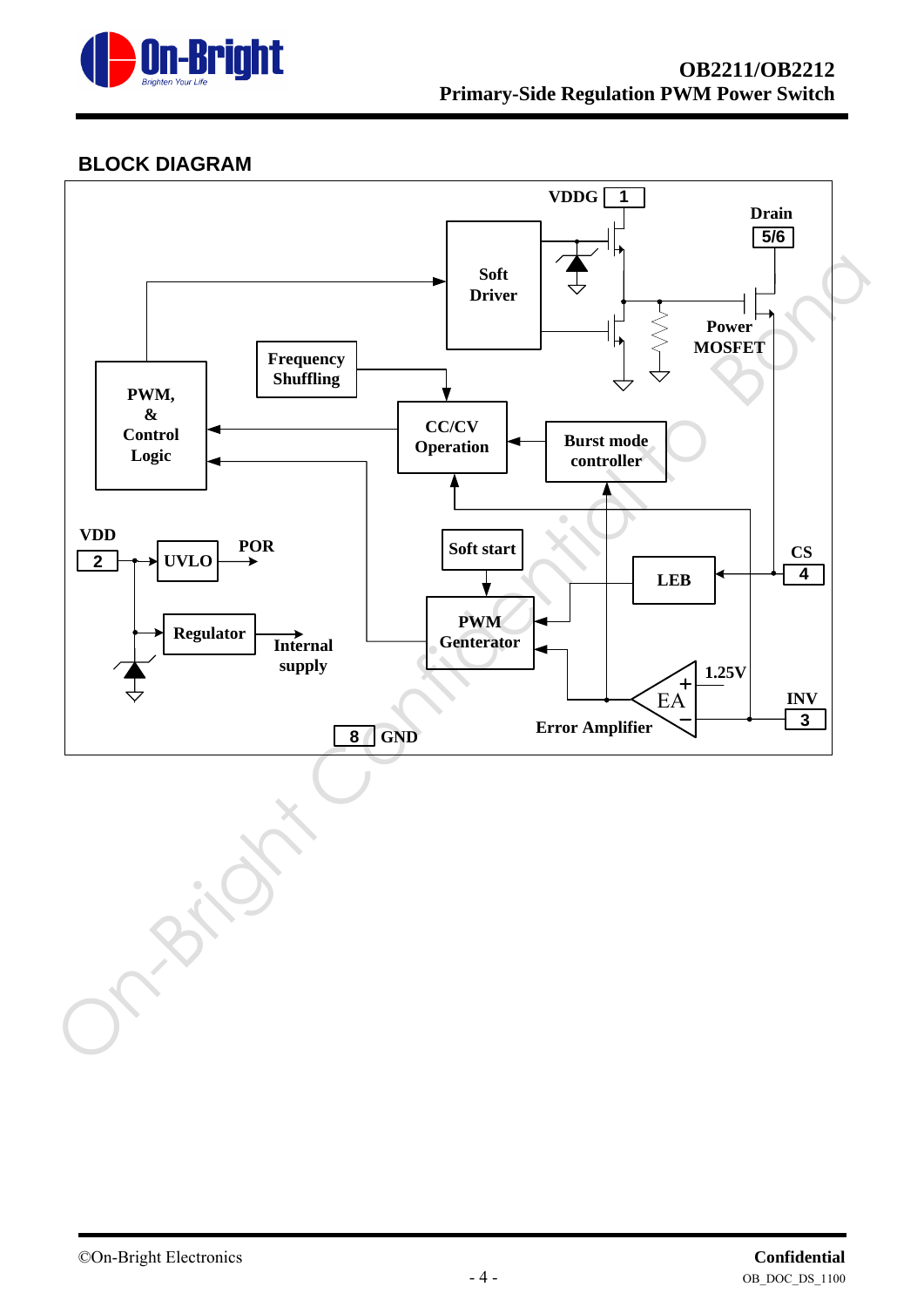## BLOCK DIAGRAM

VDDG 1

Drain 5/6

Soft Driver

Power MOSFET

Frequency Shuffling

PWM, & Control Logic

CC/CV Operation

Burst mode controller

VDD 2

UVLO

POR

Soft start

LEB

CS 4

Regulator

Internal supply

PWM Generator

1.25V

EA

INV 3

8 GND

Error Amplifier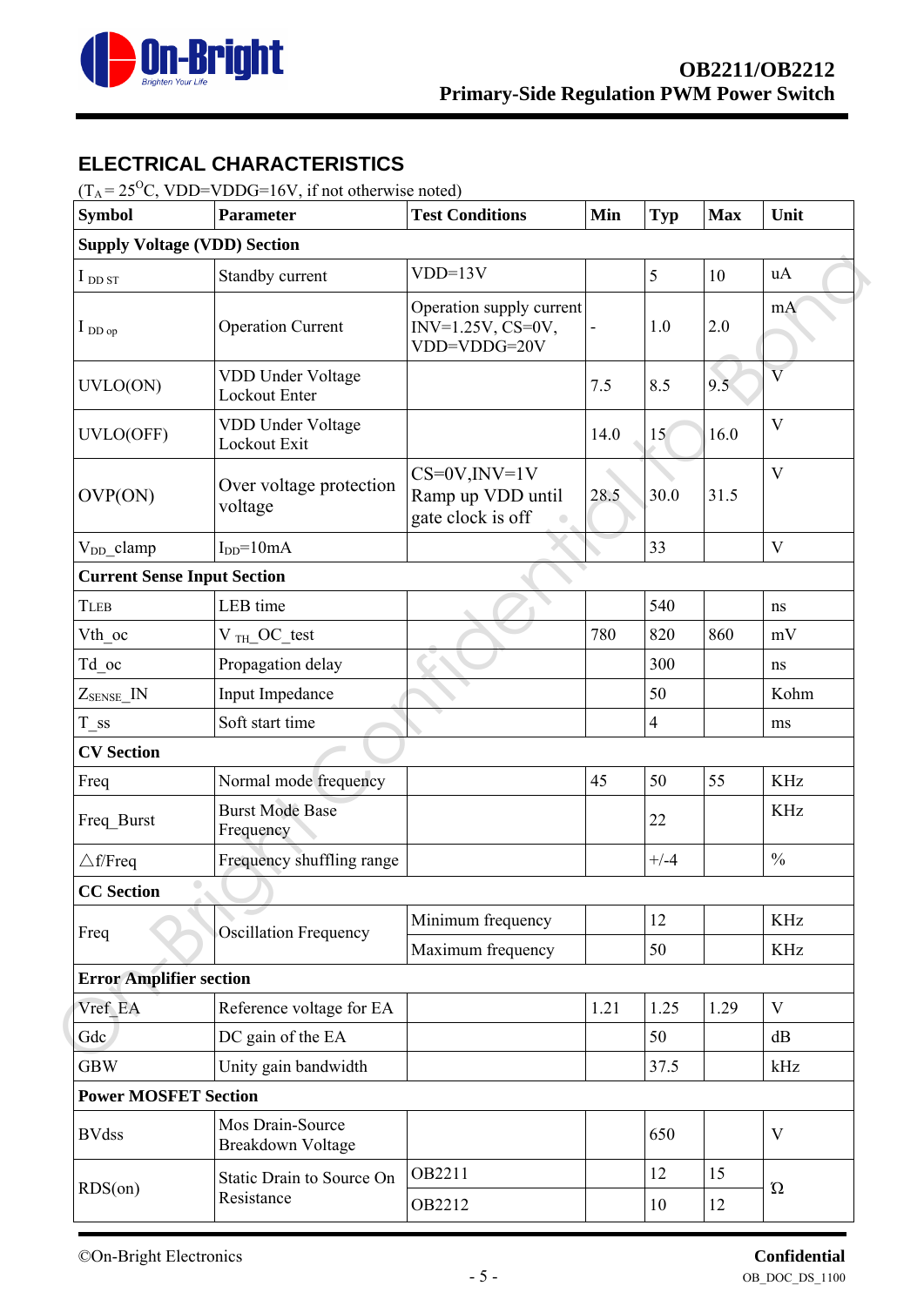## ELECTRICAL CHARACTERISTICS

($T_A$ = 25$^O$C, VDD=VDDG=16V, if not otherwise noted)

| Symbol | Parameter | Test Conditions | Min | Typ | Max | Unit |
|---|---|---|---|---|---|---|
| **Supply Voltage (VDD) Section** | | | | | | |
| $I_{DD\ ST}$ | Standby current | VDD=13V | | 5 | 10 | uA |
| $I_{DD\ op}$ | Operation Current | Operation supply current INV=1.25V, CS=0V, VDD=VDDG=20V | - | 1.0 | 2.0 | mA |
| UVLO(ON) | VDD Under Voltage Lockout Enter | | 7.5 | 8.5 | 9.5 | V |
| UVLO(OFF) | VDD Under Voltage Lockout Exit | | 14.0 | 15 | 16.0 | V |
| OVP(ON) | Over voltage protection voltage | CS=0V,INV=1V Ramp up VDD until gate clock is off | 28.5 | 30.0 | 31.5 | V |
| $V_{DD}$_clamp | $I_{DD}$=10mA | | | 33 | | V |
| **Current Sense Input Section** | | | | | | |
| TLEB | LEB time | | | 540 | | ns |
| Vth_oc | $V_{TH}$_OC_test | | 780 | 820 | 860 | mV |
| Td_oc | Propagation delay | | | 300 | | ns |
| $Z_{SENSE}$_IN | Input Impedance | | | 50 | | Kohm |
| T_ss | Soft start time | | | 4 | | ms |
| **CV Section** | | | | | | |
| Freq | Normal mode frequency | | 45 | 50 | 55 | KHz |
| Freq_Burst | Burst Mode Base Frequency | | | 22 | | KHz |
| △f/Freq | Frequency shuffling range | | | +/-4 | | % |
| **CC Section** | | | | | | |
| Freq | Oscillation Frequency | Minimum frequency | | 12 | | KHz |
| | | Maximum frequency | | 50 | | KHz |
| **Error Amplifier section** | | | | | | |
| Vref_EA | Reference voltage for EA | | 1.21 | 1.25 | 1.29 | V |
| Gdc | DC gain of the EA | | | 50 | | dB |
| GBW | Unity gain bandwidth | | | 37.5 | | kHz |
| **Power MOSFET Section** | | | | | | |
| BVdss | Mos Drain-Source Breakdown Voltage | | | 650 | | V |
| RDS(on) | Static Drain to Source On Resistance | OB2211 | | 12 | 15 | Ω |
| | | OB2212 | | 10 | 12 | Ω |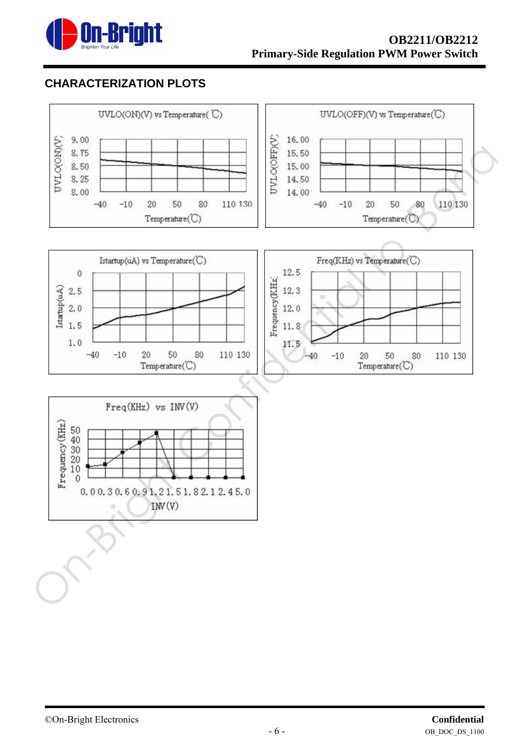## CHARACTERIZATION PLOTS

UVLO(ON)(V) vs Temperature(℃)

UVLO(ON)(V)

9.00
8.75
8.50
8.25
8.00

-40 -10 20 50 80 110 130

Temperature(℃)

UVLO(OFF)(V) vs Temperature(℃)

UVLO(OFF)(V)

16.00
15.50
15.00
14.50
14.00

-40 -10 20 50 80 110 130

Temperature(℃)

Istartup(uA) vs Temperature(℃)

Istartup(uA)

0
2.5
2.0
1.5
1.0

-40 -10 20 50 80 110 130

Temperature(℃)

Freq(KHz) vs Temperature(℃)

Frequency(KHz)

12.5
12.3
12.0
11.8
11.5

-40 -10 20 50 80 110 130

Temperature(℃)

Freq(KHz) vs INV(V)

Frequency(KHz)

50
40
30
20
10
0

0.0 0.3 0.6 0.9 1.2 1.5 1.8 2.1 2.4 5.0

INV(V)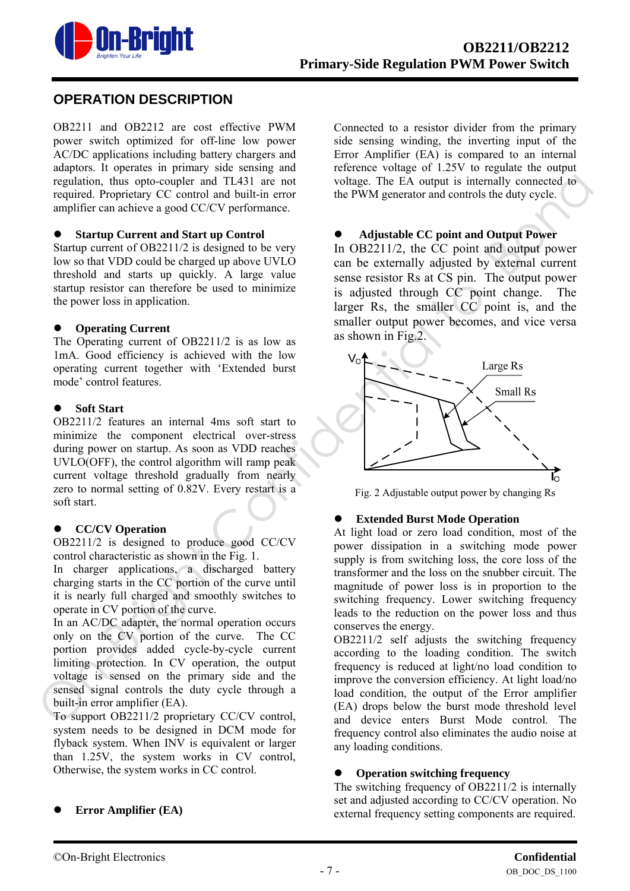## OPERATION DESCRIPTION

OB2211 and OB2212 are cost effective PWM power switch optimized for off-line low power AC/DC applications including battery chargers and adaptors. It operates in primary side sensing and regulation, thus opto-coupler and TL431 are not required. Proprietary CC control and built-in error amplifier can achieve a good CC/CV performance.

- **Startup Current and Start up Control**

Startup current of OB2211/2 is designed to be very low so that VDD could be charged up above UVLO threshold and starts up quickly. A large value startup resistor can therefore be used to minimize the power loss in application.

- **Operating Current**

The Operating current of OB2211/2 is as low as 1mA. Good efficiency is achieved with the low operating current together with 'Extended burst mode' control features.

- **Soft Start**

OB2211/2 features an internal 4ms soft start to minimize the component electrical over-stress during power on startup. As soon as VDD reaches UVLO(OFF), the control algorithm will ramp peak current voltage threshold gradually from nearly zero to normal setting of 0.82V. Every restart is a soft start.

- **CC/CV Operation**

OB2211/2 is designed to produce good CC/CV control characteristic as shown in the Fig. 1.

In charger applications, a discharged battery charging starts in the CC portion of the curve until it is nearly full charged and smoothly switches to operate in CV portion of the curve.

In an AC/DC adapter, the normal operation occurs only on the CV portion of the curve. The CC portion provides added cycle-by-cycle current limiting protection. In CV operation, the output voltage is sensed on the primary side and the sensed signal controls the duty cycle through a built-in error amplifier (EA).

To support OB2211/2 proprietary CC/CV control, system needs to be designed in DCM mode for flyback system. When INV is equivalent or larger than 1.25V, the system works in CV control, Otherwise, the system works in CC control.

- **Error Amplifier (EA)**

Connected to a resistor divider from the primary side sensing winding, the inverting input of the Error Amplifier (EA) is compared to an internal reference voltage of 1.25V to regulate the output voltage. The EA output is internally connected to the PWM generator and controls the duty cycle.

- **Adjustable CC point and Output Power**

In OB2211/2, the CC point and output power can be externally adjusted by external current sense resistor Rs at CS pin. The output power is adjusted through CC point change. The larger Rs, the smaller CC point is, and the smaller output power becomes, and vice versa as shown in Fig.2.

Fig. 2 Adjustable output power by changing Rs

- **Extended Burst Mode Operation**

At light load or zero load condition, most of the power dissipation in a switching mode power supply is from switching loss, the core loss of the transformer and the loss on the snubber circuit. The magnitude of power loss is in proportion to the switching frequency. Lower switching frequency leads to the reduction on the power loss and thus conserves the energy.

OB2211/2 self adjusts the switching frequency according to the loading condition. The switch frequency is reduced at light/no load condition to improve the conversion efficiency. At light load/no load condition, the output of the Error amplifier (EA) drops below the burst mode threshold level and device enters Burst Mode control. The frequency control also eliminates the audio noise at any loading conditions.

- **Operation switching frequency**

The switching frequency of OB2211/2 is internally set and adjusted according to CC/CV operation. No external frequency setting components are required.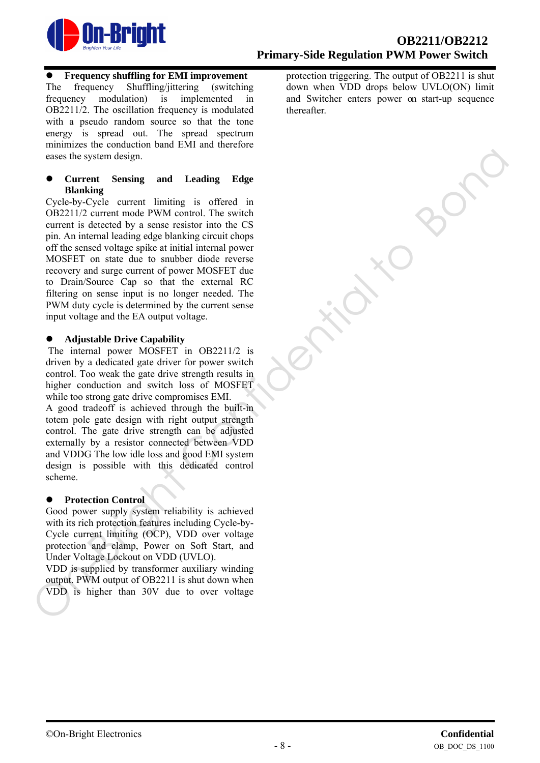- **Frequency shuffling for EMI improvement**

The frequency Shuffling/jittering (switching frequency modulation) is implemented in OB2211/2. The oscillation frequency is modulated with a pseudo random source so that the tone energy is spread out. The spread spectrum minimizes the conduction band EMI and therefore eases the system design.

- **Current Sensing and Leading Edge Blanking**

Cycle-by-Cycle current limiting is offered in OB2211/2 current mode PWM control. The switch current is detected by a sense resistor into the CS pin. An internal leading edge blanking circuit chops off the sensed voltage spike at initial internal power MOSFET on state due to snubber diode reverse recovery and surge current of power MOSFET due to Drain/Source Cap so that the external RC filtering on sense input is no longer needed. The PWM duty cycle is determined by the current sense input voltage and the EA output voltage.

- **Adjustable Drive Capability**

The internal power MOSFET in OB2211/2 is driven by a dedicated gate driver for power switch control. Too weak the gate drive strength results in higher conduction and switch loss of MOSFET while too strong gate drive compromises EMI.

A good tradeoff is achieved through the built-in totem pole gate design with right output strength control. The gate drive strength can be adjusted externally by a resistor connected between VDD and VDDG The low idle loss and good EMI system design is possible with this dedicated control scheme.

- **Protection Control**

Good power supply system reliability is achieved with its rich protection features including Cycle-by-Cycle current limiting (OCP), VDD over voltage protection and clamp, Power on Soft Start, and Under Voltage Lockout on VDD (UVLO).

VDD is supplied by transformer auxiliary winding output. PWM output of OB2211 is shut down when VDD is higher than 30V due to over voltage protection triggering. The output of OB2211 is shut down when VDD drops below UVLO(ON) limit and Switcher enters power on start-up sequence thereafter.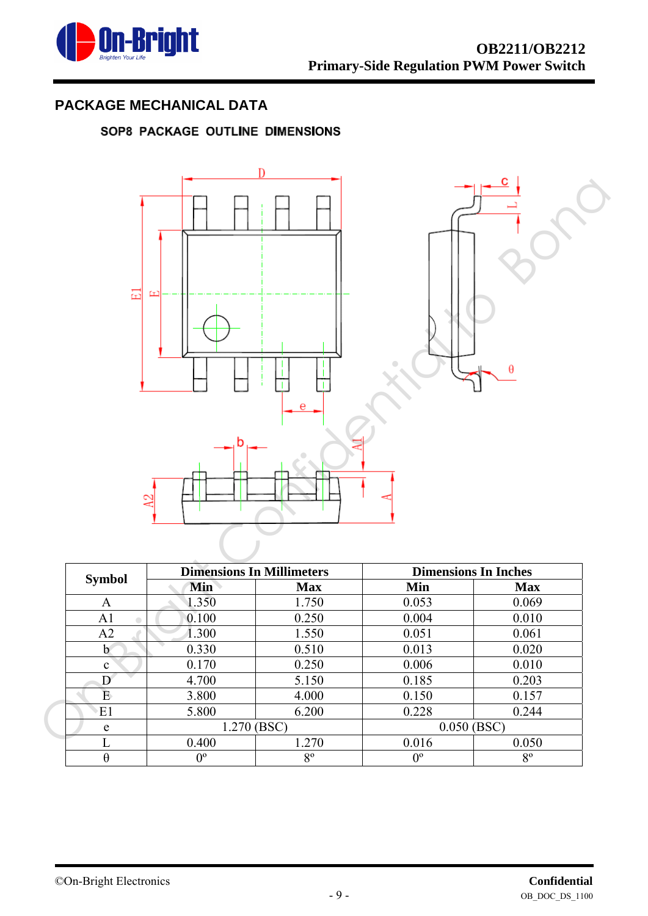## PACKAGE MECHANICAL DATA

### SOP8 PACKAGE OUTLINE DIMENSIONS

| Symbol | Dimensions In Millimeters | | Dimensions In Inches | |
|---|---|---|---|---|
| | Min | Max | Min | Max |
| A | 1.350 | 1.750 | 0.053 | 0.069 |
| A1 | 0.100 | 0.250 | 0.004 | 0.010 |
| A2 | 1.300 | 1.550 | 0.051 | 0.061 |
| b | 0.330 | 0.510 | 0.013 | 0.020 |
| c | 0.170 | 0.250 | 0.006 | 0.010 |
| D | 4.700 | 5.150 | 0.185 | 0.203 |
| E | 3.800 | 4.000 | 0.150 | 0.157 |
| E1 | 5.800 | 6.200 | 0.228 | 0.244 |
| e | 1.270 (BSC) | | 0.050 (BSC) | |
| L | 0.400 | 1.270 | 0.016 | 0.050 |
| θ | 0º | 8º | 0º | 8º |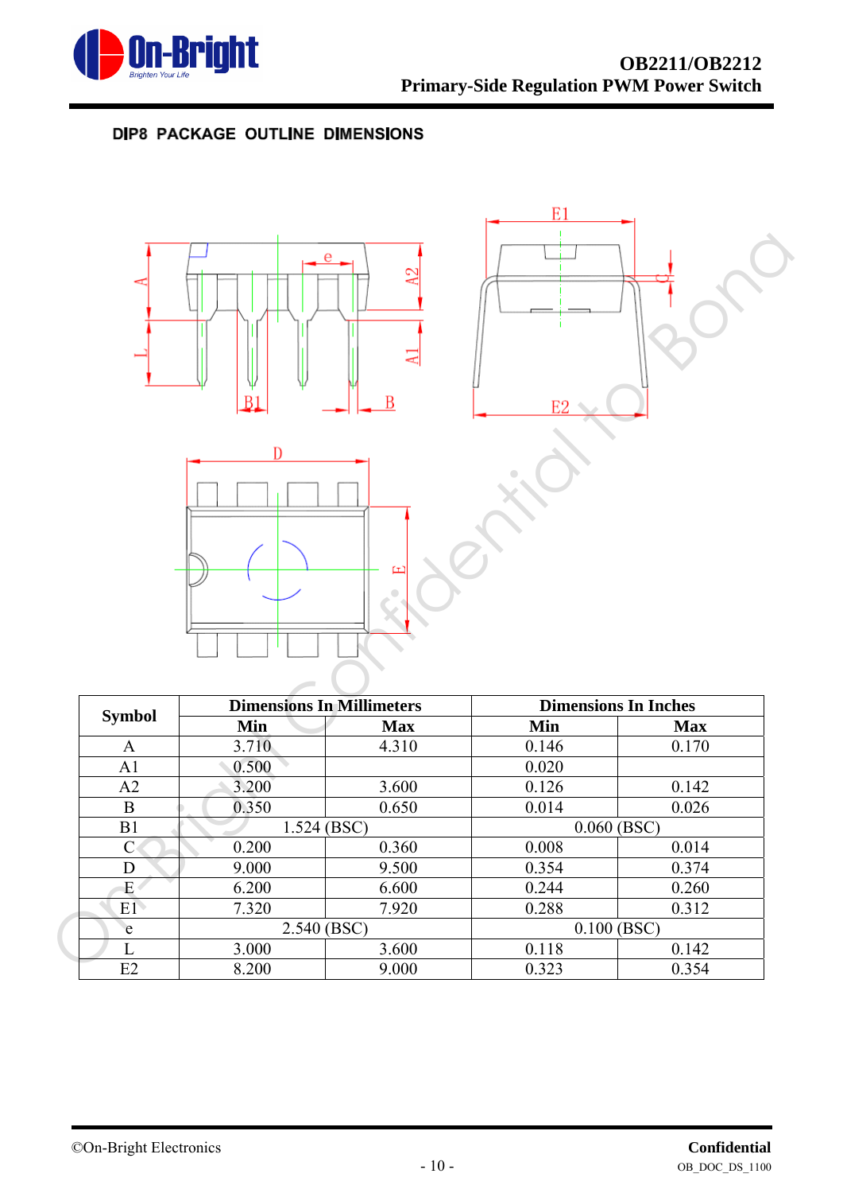## DIP8 PACKAGE OUTLINE DIMENSIONS

| Symbol | Dimensions In Millimeters | | Dimensions In Inches | |
|---|---|---|---|---|
| | Min | Max | Min | Max |
| A | 3.710 | 4.310 | 0.146 | 0.170 |
| A1 | 0.500 | | 0.020 | |
| A2 | 3.200 | 3.600 | 0.126 | 0.142 |
| B | 0.350 | 0.650 | 0.014 | 0.026 |
| B1 | 1.524 (BSC) | | 0.060 (BSC) | |
| C | 0.200 | 0.360 | 0.008 | 0.014 |
| D | 9.000 | 9.500 | 0.354 | 0.374 |
| E | 6.200 | 6.600 | 0.244 | 0.260 |
| E1 | 7.320 | 7.920 | 0.288 | 0.312 |
| e | 2.540 (BSC) | | 0.100 (BSC) | |
| L | 3.000 | 3.600 | 0.118 | 0.142 |
| E2 | 8.200 | 9.000 | 0.323 | 0.354 |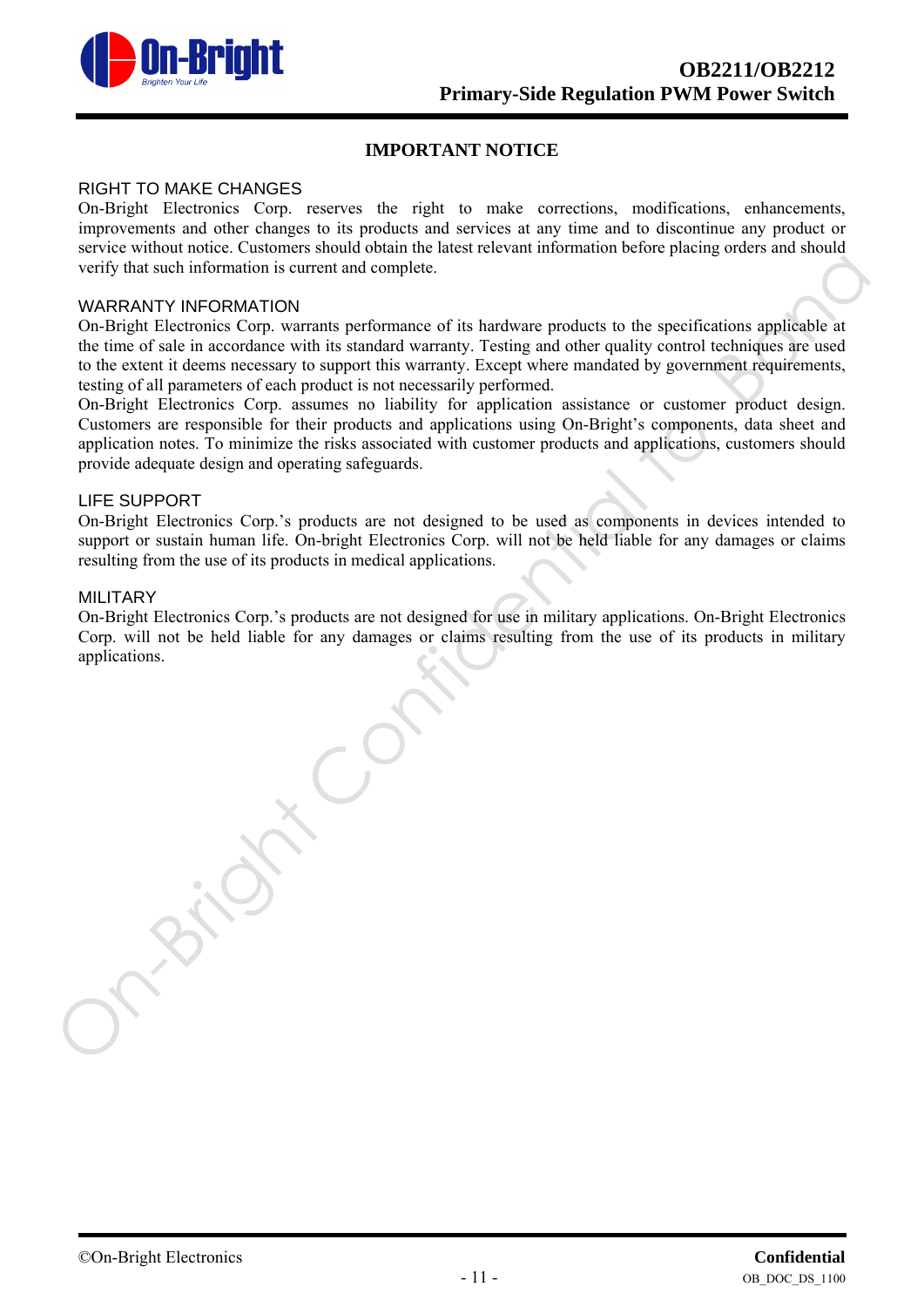# IMPORTANT NOTICE

## RIGHT TO MAKE CHANGES

On-Bright Electronics Corp. reserves the right to make corrections, modifications, enhancements, improvements and other changes to its products and services at any time and to discontinue any product or service without notice. Customers should obtain the latest relevant information before placing orders and should verify that such information is current and complete.

## WARRANTY INFORMATION

On-Bright Electronics Corp. warrants performance of its hardware products to the specifications applicable at the time of sale in accordance with its standard warranty. Testing and other quality control techniques are used to the extent it deems necessary to support this warranty. Except where mandated by government requirements, testing of all parameters of each product is not necessarily performed.

On-Bright Electronics Corp. assumes no liability for application assistance or customer product design. Customers are responsible for their products and applications using On-Bright's components, data sheet and application notes. To minimize the risks associated with customer products and applications, customers should provide adequate design and operating safeguards.

## LIFE SUPPORT

On-Bright Electronics Corp.'s products are not designed to be used as components in devices intended to support or sustain human life. On-bright Electronics Corp. will not be held liable for any damages or claims resulting from the use of its products in medical applications.

## MILITARY

On-Bright Electronics Corp.'s products are not designed for use in military applications. On-Bright Electronics Corp. will not be held liable for any damages or claims resulting from the use of its products in military applications.